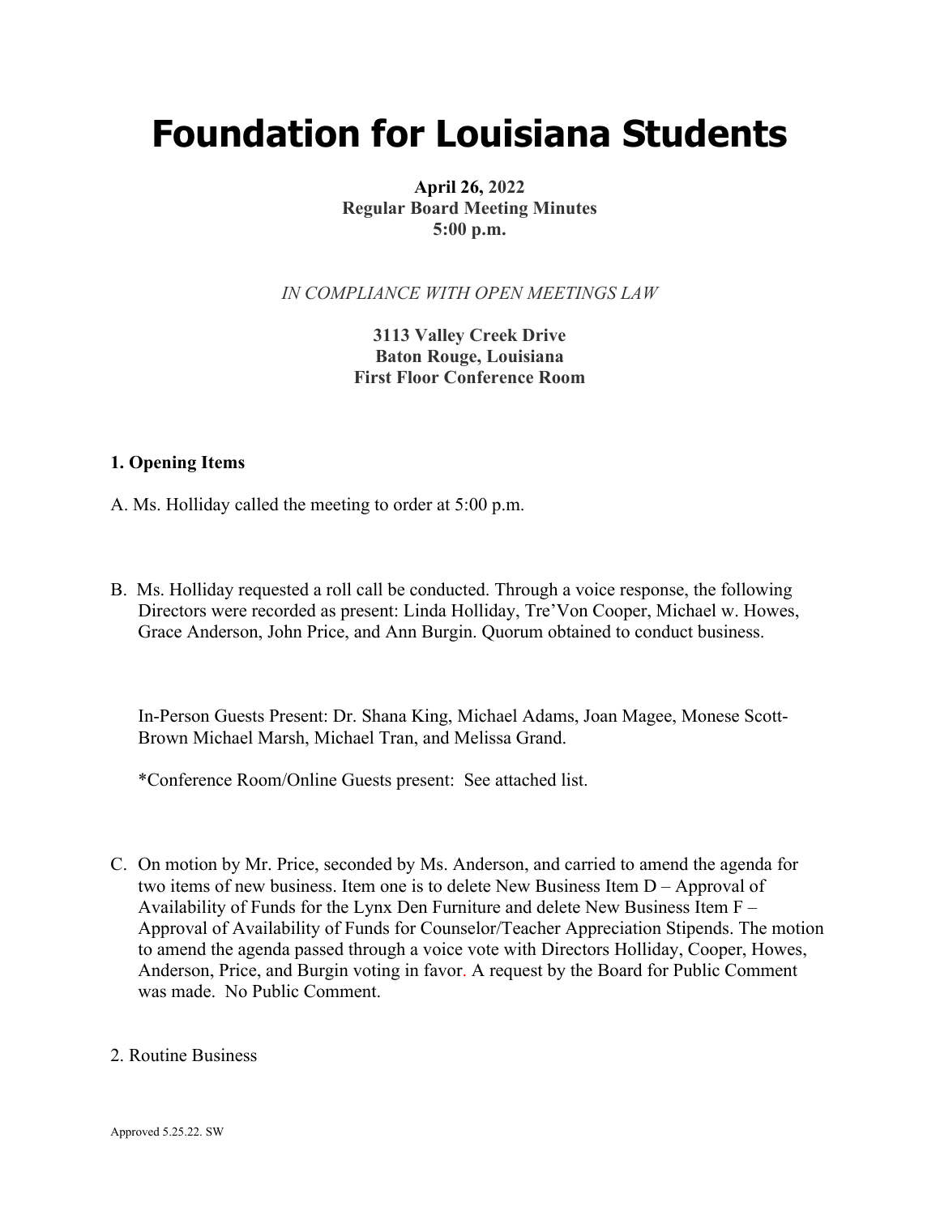# Foundation for Louisiana Students

**April 26, 2022**
**Regular Board Meeting Minutes**
**5:00 p.m.**

*IN COMPLIANCE WITH OPEN MEETINGS LAW*

**3113 Valley Creek Drive**
**Baton Rouge, Louisiana**
**First Floor Conference Room**

**1. Opening Items**

A. Ms. Holliday called the meeting to order at 5:00 p.m.

B. Ms. Holliday requested a roll call be conducted. Through a voice response, the following Directors were recorded as present: Linda Holliday, Tre'Von Cooper, Michael w. Howes, Grace Anderson, John Price, and Ann Burgin. Quorum obtained to conduct business.

In-Person Guests Present: Dr. Shana King, Michael Adams, Joan Magee, Monese Scott-Brown Michael Marsh, Michael Tran, and Melissa Grand.

*Conference Room/Online Guests present: See attached list.

C. On motion by Mr. Price, seconded by Ms. Anderson, and carried to amend the agenda for two items of new business. Item one is to delete New Business Item D – Approval of Availability of Funds for the Lynx Den Furniture and delete New Business Item F – Approval of Availability of Funds for Counselor/Teacher Appreciation Stipends. The motion to amend the agenda passed through a voice vote with Directors Holliday, Cooper, Howes, Anderson, Price, and Burgin voting in favor. A request by the Board for Public Comment was made. No Public Comment.

2. Routine Business

Approved 5.25.22. SW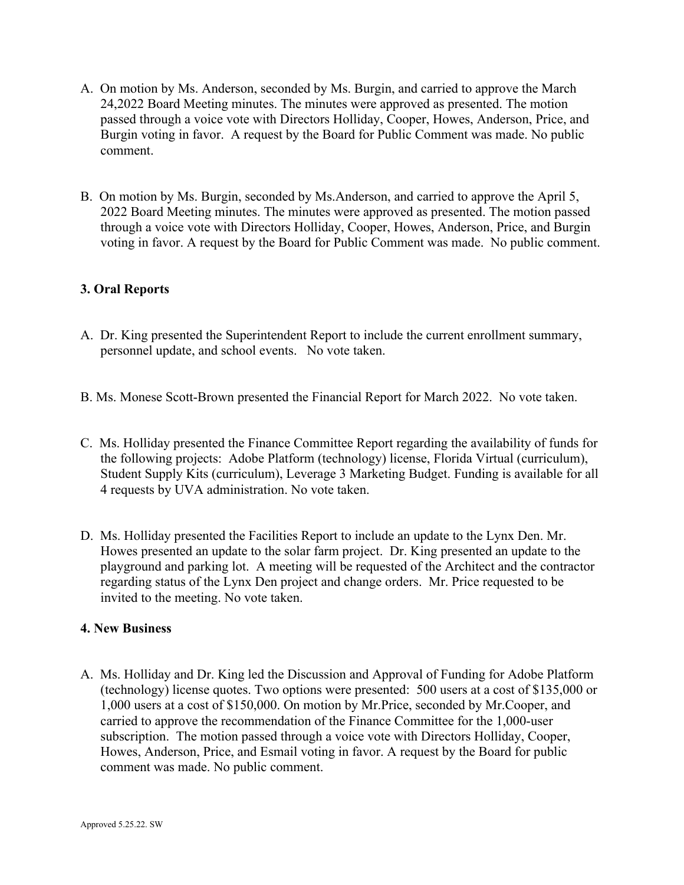A. On motion by Ms. Anderson, seconded by Ms. Burgin, and carried to approve the March 24,2022 Board Meeting minutes. The minutes were approved as presented. The motion passed through a voice vote with Directors Holliday, Cooper, Howes, Anderson, Price, and Burgin voting in favor. A request by the Board for Public Comment was made. No public comment.

B. On motion by Ms. Burgin, seconded by Ms.Anderson, and carried to approve the April 5, 2022 Board Meeting minutes. The minutes were approved as presented. The motion passed through a voice vote with Directors Holliday, Cooper, Howes, Anderson, Price, and Burgin voting in favor. A request by the Board for Public Comment was made. No public comment.

### 3. Oral Reports

A. Dr. King presented the Superintendent Report to include the current enrollment summary, personnel update, and school events. No vote taken.

B. Ms. Monese Scott-Brown presented the Financial Report for March 2022. No vote taken.

C. Ms. Holliday presented the Finance Committee Report regarding the availability of funds for the following projects: Adobe Platform (technology) license, Florida Virtual (curriculum), Student Supply Kits (curriculum), Leverage 3 Marketing Budget. Funding is available for all 4 requests by UVA administration. No vote taken.

D. Ms. Holliday presented the Facilities Report to include an update to the Lynx Den. Mr. Howes presented an update to the solar farm project. Dr. King presented an update to the playground and parking lot. A meeting will be requested of the Architect and the contractor regarding status of the Lynx Den project and change orders. Mr. Price requested to be invited to the meeting. No vote taken.

### 4. New Business

A. Ms. Holliday and Dr. King led the Discussion and Approval of Funding for Adobe Platform (technology) license quotes. Two options were presented: 500 users at a cost of $135,000 or 1,000 users at a cost of $150,000. On motion by Mr.Price, seconded by Mr.Cooper, and carried to approve the recommendation of the Finance Committee for the 1,000-user subscription. The motion passed through a voice vote with Directors Holliday, Cooper, Howes, Anderson, Price, and Esmail voting in favor. A request by the Board for public comment was made. No public comment.

Approved 5.25.22. SW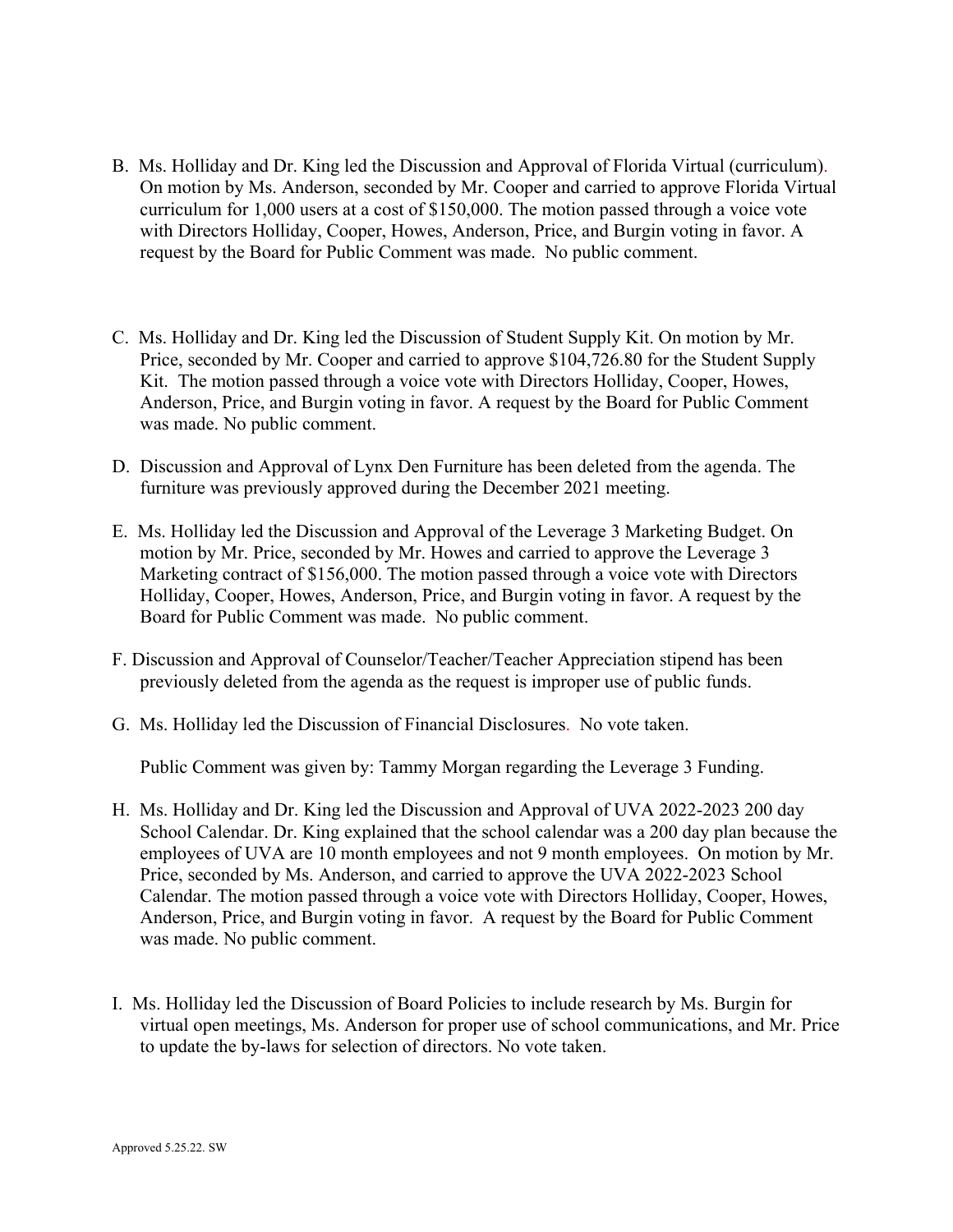B. Ms. Holliday and Dr. King led the Discussion and Approval of Florida Virtual (curriculum). On motion by Ms. Anderson, seconded by Mr. Cooper and carried to approve Florida Virtual curriculum for 1,000 users at a cost of $150,000. The motion passed through a voice vote with Directors Holliday, Cooper, Howes, Anderson, Price, and Burgin voting in favor. A request by the Board for Public Comment was made. No public comment.

C. Ms. Holliday and Dr. King led the Discussion of Student Supply Kit. On motion by Mr. Price, seconded by Mr. Cooper and carried to approve $104,726.80 for the Student Supply Kit. The motion passed through a voice vote with Directors Holliday, Cooper, Howes, Anderson, Price, and Burgin voting in favor. A request by the Board for Public Comment was made. No public comment.

D. Discussion and Approval of Lynx Den Furniture has been deleted from the agenda. The furniture was previously approved during the December 2021 meeting.

E. Ms. Holliday led the Discussion and Approval of the Leverage 3 Marketing Budget. On motion by Mr. Price, seconded by Mr. Howes and carried to approve the Leverage 3 Marketing contract of $156,000. The motion passed through a voice vote with Directors Holliday, Cooper, Howes, Anderson, Price, and Burgin voting in favor. A request by the Board for Public Comment was made. No public comment.

F. Discussion and Approval of Counselor/Teacher/Teacher Appreciation stipend has been previously deleted from the agenda as the request is improper use of public funds.

G. Ms. Holliday led the Discussion of Financial Disclosures. No vote taken.

Public Comment was given by: Tammy Morgan regarding the Leverage 3 Funding.

H. Ms. Holliday and Dr. King led the Discussion and Approval of UVA 2022-2023 200 day School Calendar. Dr. King explained that the school calendar was a 200 day plan because the employees of UVA are 10 month employees and not 9 month employees. On motion by Mr. Price, seconded by Ms. Anderson, and carried to approve the UVA 2022-2023 School Calendar. The motion passed through a voice vote with Directors Holliday, Cooper, Howes, Anderson, Price, and Burgin voting in favor. A request by the Board for Public Comment was made. No public comment.

I. Ms. Holliday led the Discussion of Board Policies to include research by Ms. Burgin for virtual open meetings, Ms. Anderson for proper use of school communications, and Mr. Price to update the by-laws for selection of directors. No vote taken.

Approved 5.25.22. SW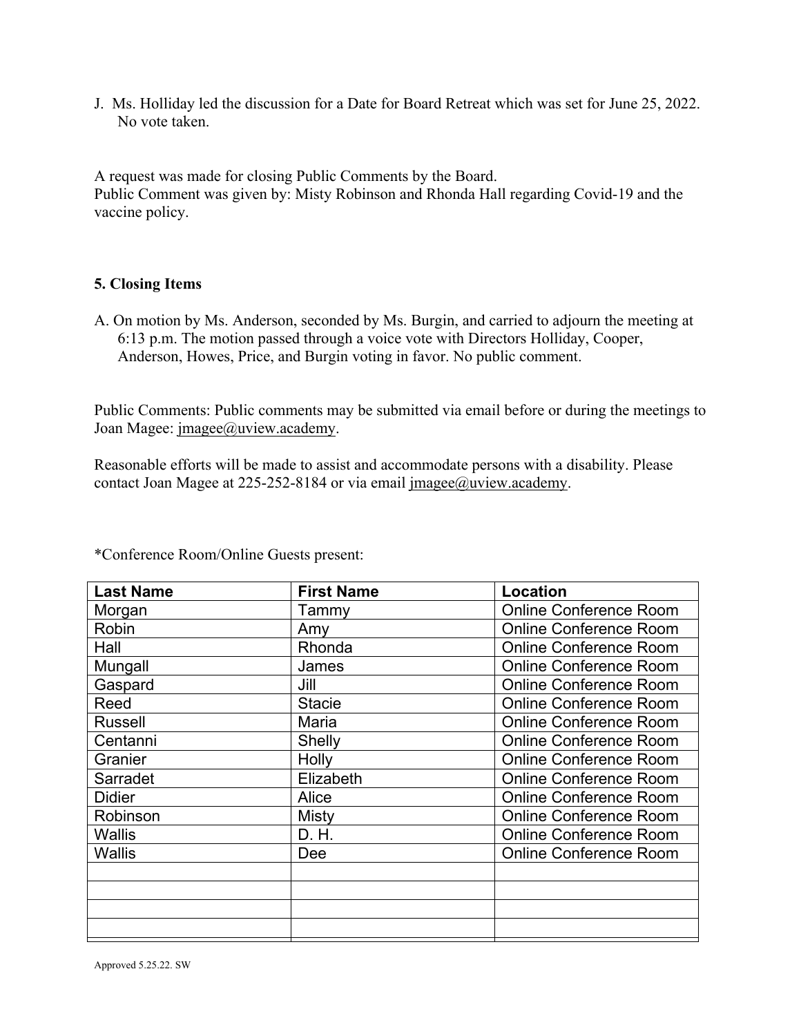J. Ms. Holliday led the discussion for a Date for Board Retreat which was set for June 25, 2022. No vote taken.

A request was made for closing Public Comments by the Board.
Public Comment was given by: Misty Robinson and Rhonda Hall regarding Covid-19 and the vaccine policy.

**5. Closing Items**

A. On motion by Ms. Anderson, seconded by Ms. Burgin, and carried to adjourn the meeting at 6:13 p.m. The motion passed through a voice vote with Directors Holliday, Cooper, Anderson, Howes, Price, and Burgin voting in favor. No public comment.

Public Comments: Public comments may be submitted via email before or during the meetings to Joan Magee: jmagee@uview.academy.

Reasonable efforts will be made to assist and accommodate persons with a disability. Please contact Joan Magee at 225-252-8184 or via email jmagee@uview.academy.

*Conference Room/Online Guests present:

| Last Name | First Name | Location |
|---|---|---|
| Morgan | Tammy | Online Conference Room |
| Robin | Amy | Online Conference Room |
| Hall | Rhonda | Online Conference Room |
| Mungall | James | Online Conference Room |
| Gaspard | Jill | Online Conference Room |
| Reed | Stacie | Online Conference Room |
| Russell | Maria | Online Conference Room |
| Centanni | Shelly | Online Conference Room |
| Granier | Holly | Online Conference Room |
| Sarradet | Elizabeth | Online Conference Room |
| Didier | Alice | Online Conference Room |
| Robinson | Misty | Online Conference Room |
| Wallis | D. H. | Online Conference Room |
| Wallis | Dee | Online Conference Room |
| | | |
| | | |
| | | |
| | | |

Approved 5.25.22. SW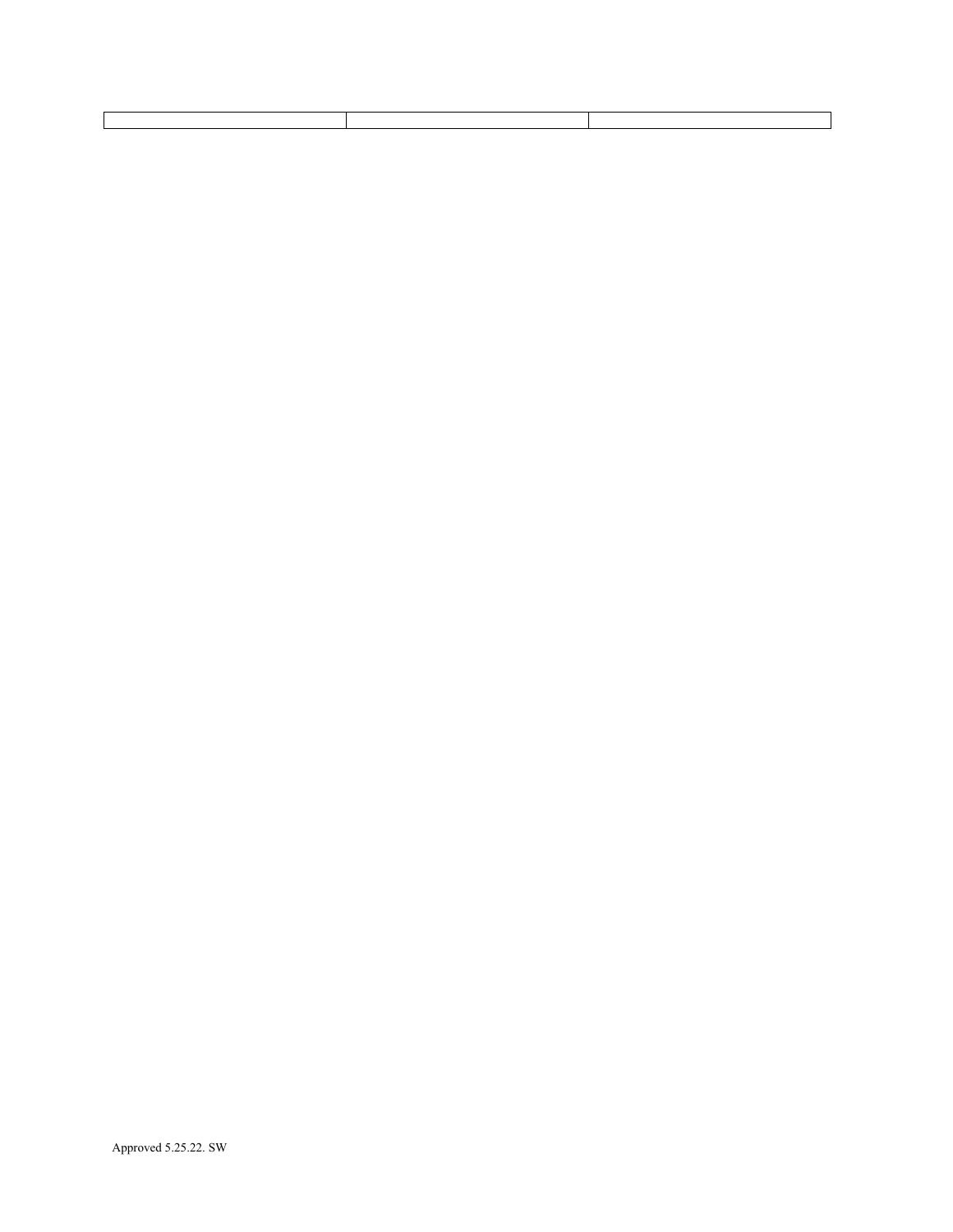| | | |
|---|---|---|
| | | |

Approved 5.25.22. SW